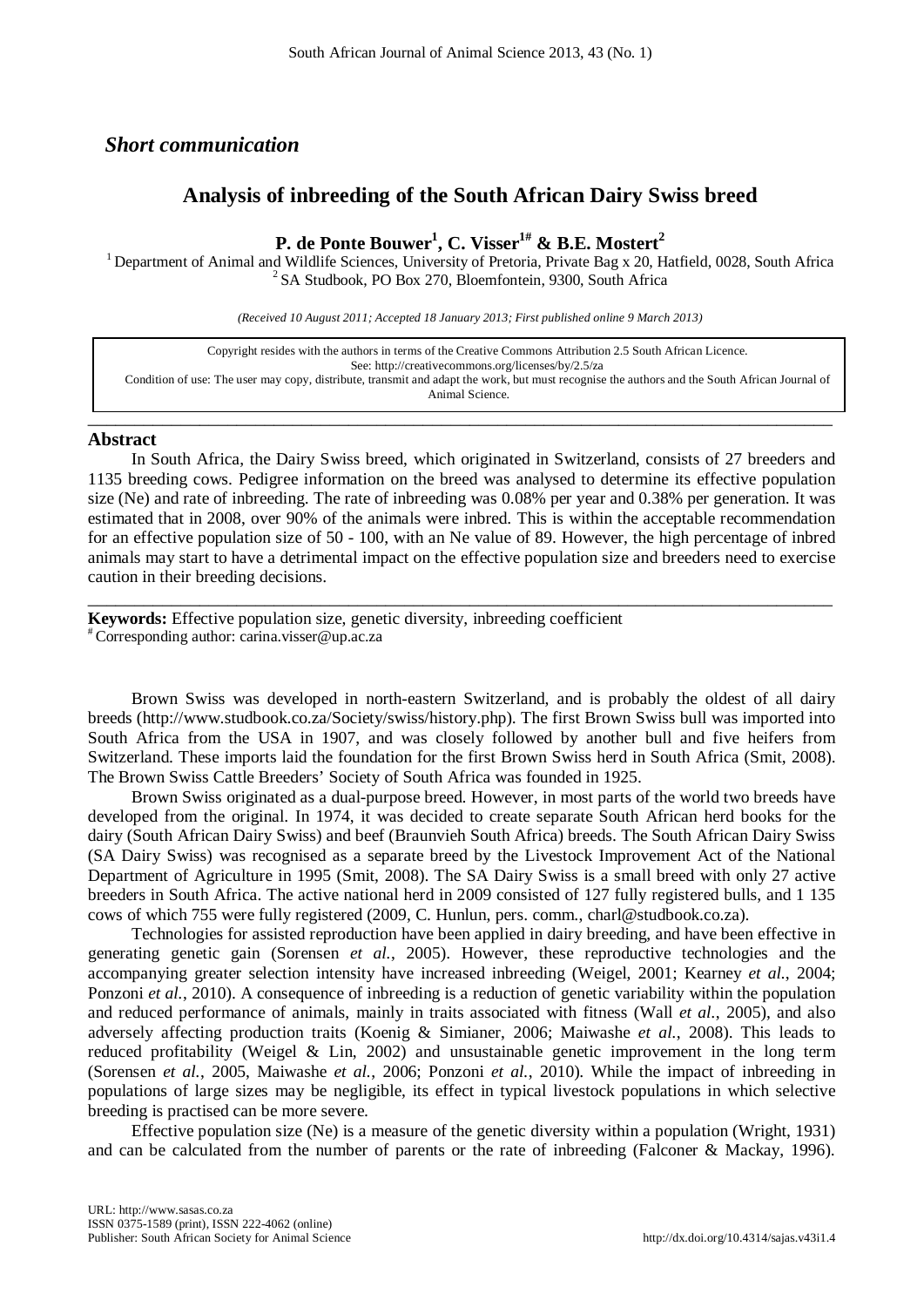*Short communication*

# Analysis of inbreeding of the South African Dairy Swiss breed

**P. de Ponte Bouwer[1], C. Visser[1#] & B.E. Mostert[2]**

[1] Department of Animal and Wildlife Sciences, University of Pretoria, Private Bag x 20, Hatfield, 0028, South Africa
[2] SA Studbook, PO Box 270, Bloemfontein, 9300, South Africa

*(Received 10 August 2011; Accepted 18 January 2013; First published online 9 March 2013)*

Copyright resides with the authors in terms of the Creative Commons Attribution 2.5 South African Licence.
See: http://creativecommons.org/licenses/by/2.5/za
Condition of use: The user may copy, distribute, transmit and adapt the work, but must recognise the authors and the South African Journal of Animal Science.

---

## Abstract

In South Africa, the Dairy Swiss breed, which originated in Switzerland, consists of 27 breeders and 1135 breeding cows. Pedigree information on the breed was analysed to determine its effective population size (Ne) and rate of inbreeding. The rate of inbreeding was 0.08% per year and 0.38% per generation. It was estimated that in 2008, over 90% of the animals were inbred. This is within the acceptable recommendation for an effective population size of 50 - 100, with an Ne value of 89. However, the high percentage of inbred animals may start to have a detrimental impact on the effective population size and breeders need to exercise caution in their breeding decisions.

---

**Keywords:** Effective population size, genetic diversity, inbreeding coefficient
[#] Corresponding author: carina.visser@up.ac.za

Brown Swiss was developed in north-eastern Switzerland, and is probably the oldest of all dairy breeds (http://www.studbook.co.za/Society/swiss/history.php). The first Brown Swiss bull was imported into South Africa from the USA in 1907, and was closely followed by another bull and five heifers from Switzerland. These imports laid the foundation for the first Brown Swiss herd in South Africa (Smit, 2008). The Brown Swiss Cattle Breeders' Society of South Africa was founded in 1925.

Brown Swiss originated as a dual-purpose breed. However, in most parts of the world two breeds have developed from the original. In 1974, it was decided to create separate South African herd books for the dairy (South African Dairy Swiss) and beef (Braunvieh South Africa) breeds. The South African Dairy Swiss (SA Dairy Swiss) was recognised as a separate breed by the Livestock Improvement Act of the National Department of Agriculture in 1995 (Smit, 2008). The SA Dairy Swiss is a small breed with only 27 active breeders in South Africa. The active national herd in 2009 consisted of 127 fully registered bulls, and 1 135 cows of which 755 were fully registered (2009, C. Hunlun, pers. comm., charl@studbook.co.za).

Technologies for assisted reproduction have been applied in dairy breeding, and have been effective in generating genetic gain (Sorensen *et al.*, 2005). However, these reproductive technologies and the accompanying greater selection intensity have increased inbreeding (Weigel, 2001; Kearney *et al.*, 2004; Ponzoni *et al.*, 2010). A consequence of inbreeding is a reduction of genetic variability within the population and reduced performance of animals, mainly in traits associated with fitness (Wall *et al.*, 2005), and also adversely affecting production traits (Koenig & Simianer, 2006; Maiwashe *et al.*, 2008). This leads to reduced profitability (Weigel & Lin, 2002) and unsustainable genetic improvement in the long term (Sorensen *et al.*, 2005, Maiwashe *et al.*, 2006; Ponzoni *et al.*, 2010). While the impact of inbreeding in populations of large sizes may be negligible, its effect in typical livestock populations in which selective breeding is practised can be more severe.

Effective population size (Ne) is a measure of the genetic diversity within a population (Wright, 1931) and can be calculated from the number of parents or the rate of inbreeding (Falconer & Mackay, 1996).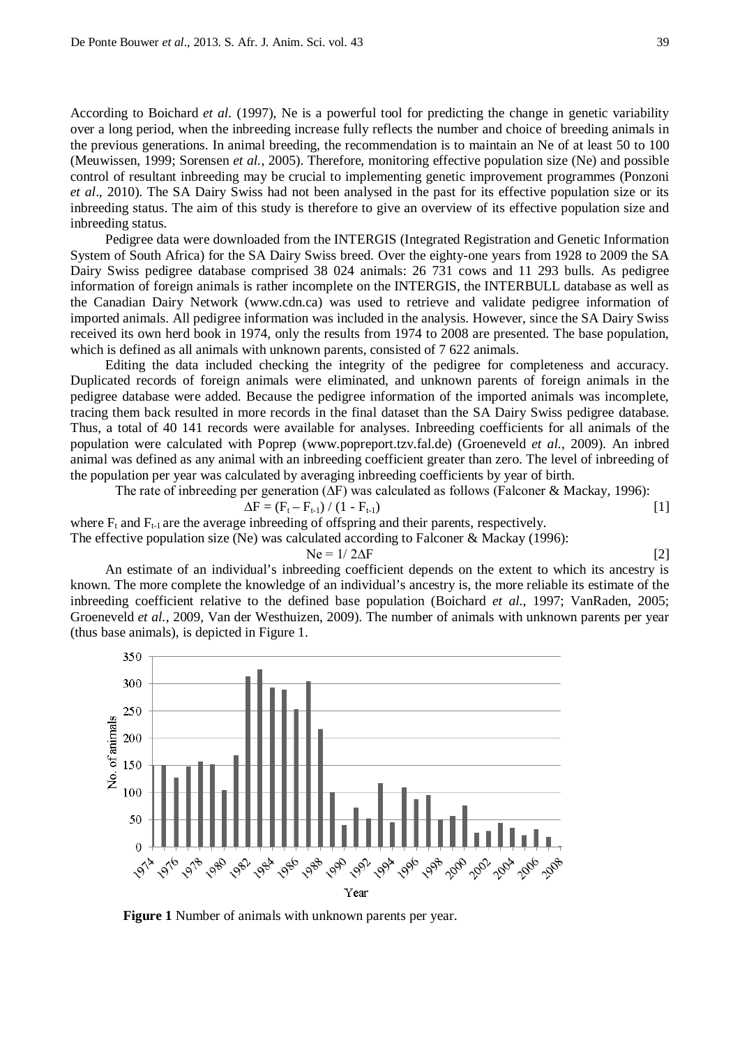According to Boichard *et al.* (1997), Ne is a powerful tool for predicting the change in genetic variability over a long period, when the inbreeding increase fully reflects the number and choice of breeding animals in the previous generations. In animal breeding, the recommendation is to maintain an Ne of at least 50 to 100 (Meuwissen, 1999; Sorensen *et al.*, 2005). Therefore, monitoring effective population size (Ne) and possible control of resultant inbreeding may be crucial to implementing genetic improvement programmes (Ponzoni *et al*., 2010). The SA Dairy Swiss had not been analysed in the past for its effective population size or its inbreeding status. The aim of this study is therefore to give an overview of its effective population size and inbreeding status.

Pedigree data were downloaded from the INTERGIS (Integrated Registration and Genetic Information System of South Africa) for the SA Dairy Swiss breed. Over the eighty-one years from 1928 to 2009 the SA Dairy Swiss pedigree database comprised 38 024 animals: 26 731 cows and 11 293 bulls. As pedigree information of foreign animals is rather incomplete on the INTERGIS, the INTERBULL database as well as the Canadian Dairy Network (www.cdn.ca) was used to retrieve and validate pedigree information of imported animals. All pedigree information was included in the analysis. However, since the SA Dairy Swiss received its own herd book in 1974, only the results from 1974 to 2008 are presented. The base population, which is defined as all animals with unknown parents, consisted of 7 622 animals.

Editing the data included checking the integrity of the pedigree for completeness and accuracy. Duplicated records of foreign animals were eliminated, and unknown parents of foreign animals in the pedigree database were added. Because the pedigree information of the imported animals was incomplete, tracing them back resulted in more records in the final dataset than the SA Dairy Swiss pedigree database. Thus, a total of 40 141 records were available for analyses. Inbreeding coefficients for all animals of the population were calculated with Poprep (www.popreport.tzv.fal.de) (Groeneveld *et al.*, 2009). An inbred animal was defined as any animal with an inbreeding coefficient greater than zero. The level of inbreeding of the population per year was calculated by averaging inbreeding coefficients by year of birth.

The rate of inbreeding per generation ($\Delta F$) was calculated as follows (Falconer & Mackay, 1996):

$$\Delta F = (F_t - F_{t-1}) / (1 - F_{t-1}) \qquad [1]$$

where $F_t$ and $F_{t-1}$ are the average inbreeding of offspring and their parents, respectively.

The effective population size (Ne) was calculated according to Falconer & Mackay (1996):

$$Ne = 1/ 2\Delta F \qquad [2]$$

An estimate of an individual's inbreeding coefficient depends on the extent to which its ancestry is known. The more complete the knowledge of an individual's ancestry is, the more reliable its estimate of the inbreeding coefficient relative to the defined base population (Boichard *et al.*, 1997; VanRaden, 2005; Groeneveld *et al.*, 2009, Van der Westhuizen, 2009). The number of animals with unknown parents per year (thus base animals), is depicted in Figure 1.

**Figure 1** Number of animals with unknown parents per year.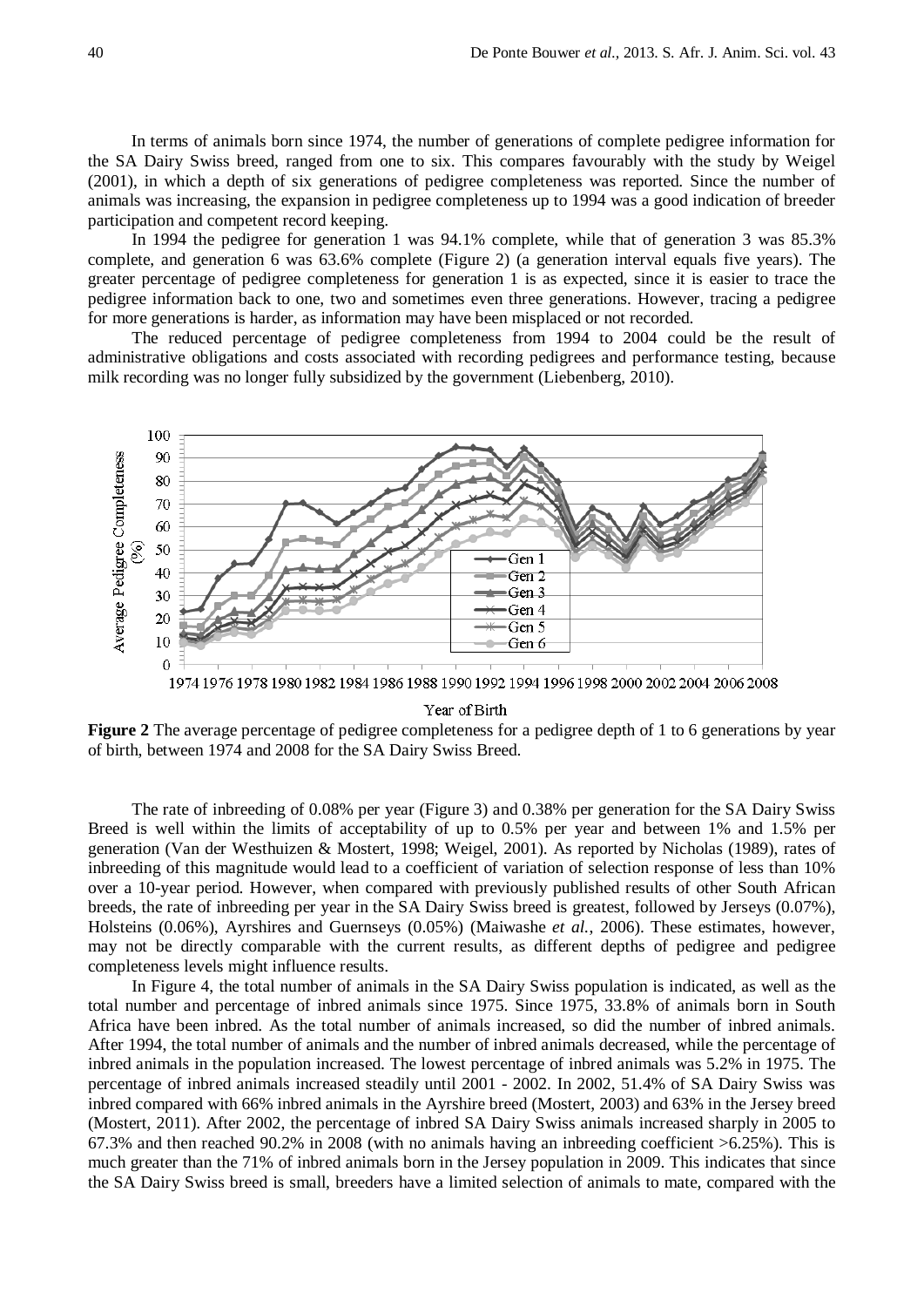In terms of animals born since 1974, the number of generations of complete pedigree information for the SA Dairy Swiss breed, ranged from one to six. This compares favourably with the study by Weigel (2001), in which a depth of six generations of pedigree completeness was reported. Since the number of animals was increasing, the expansion in pedigree completeness up to 1994 was a good indication of breeder participation and competent record keeping.

In 1994 the pedigree for generation 1 was 94.1% complete, while that of generation 3 was 85.3% complete, and generation 6 was 63.6% complete (Figure 2) (a generation interval equals five years). The greater percentage of pedigree completeness for generation 1 is as expected, since it is easier to trace the pedigree information back to one, two and sometimes even three generations. However, tracing a pedigree for more generations is harder, as information may have been misplaced or not recorded.

The reduced percentage of pedigree completeness from 1994 to 2004 could be the result of administrative obligations and costs associated with recording pedigrees and performance testing, because milk recording was no longer fully subsidized by the government (Liebenberg, 2010).

**Figure 2** The average percentage of pedigree completeness for a pedigree depth of 1 to 6 generations by year of birth, between 1974 and 2008 for the SA Dairy Swiss Breed.

The rate of inbreeding of 0.08% per year (Figure 3) and 0.38% per generation for the SA Dairy Swiss Breed is well within the limits of acceptability of up to 0.5% per year and between 1% and 1.5% per generation (Van der Westhuizen & Mostert, 1998; Weigel, 2001). As reported by Nicholas (1989), rates of inbreeding of this magnitude would lead to a coefficient of variation of selection response of less than 10% over a 10-year period. However, when compared with previously published results of other South African breeds, the rate of inbreeding per year in the SA Dairy Swiss breed is greatest, followed by Jerseys (0.07%), Holsteins (0.06%), Ayrshires and Guernseys (0.05%) (Maiwashe *et al.*, 2006). These estimates, however, may not be directly comparable with the current results, as different depths of pedigree and pedigree completeness levels might influence results.

In Figure 4, the total number of animals in the SA Dairy Swiss population is indicated, as well as the total number and percentage of inbred animals since 1975. Since 1975, 33.8% of animals born in South Africa have been inbred. As the total number of animals increased, so did the number of inbred animals. After 1994, the total number of animals and the number of inbred animals decreased, while the percentage of inbred animals in the population increased. The lowest percentage of inbred animals was 5.2% in 1975. The percentage of inbred animals increased steadily until 2001 - 2002. In 2002, 51.4% of SA Dairy Swiss was inbred compared with 66% inbred animals in the Ayrshire breed (Mostert, 2003) and 63% in the Jersey breed (Mostert, 2011). After 2002, the percentage of inbred SA Dairy Swiss animals increased sharply in 2005 to 67.3% and then reached 90.2% in 2008 (with no animals having an inbreeding coefficient >6.25%). This is much greater than the 71% of inbred animals born in the Jersey population in 2009. This indicates that since the SA Dairy Swiss breed is small, breeders have a limited selection of animals to mate, compared with the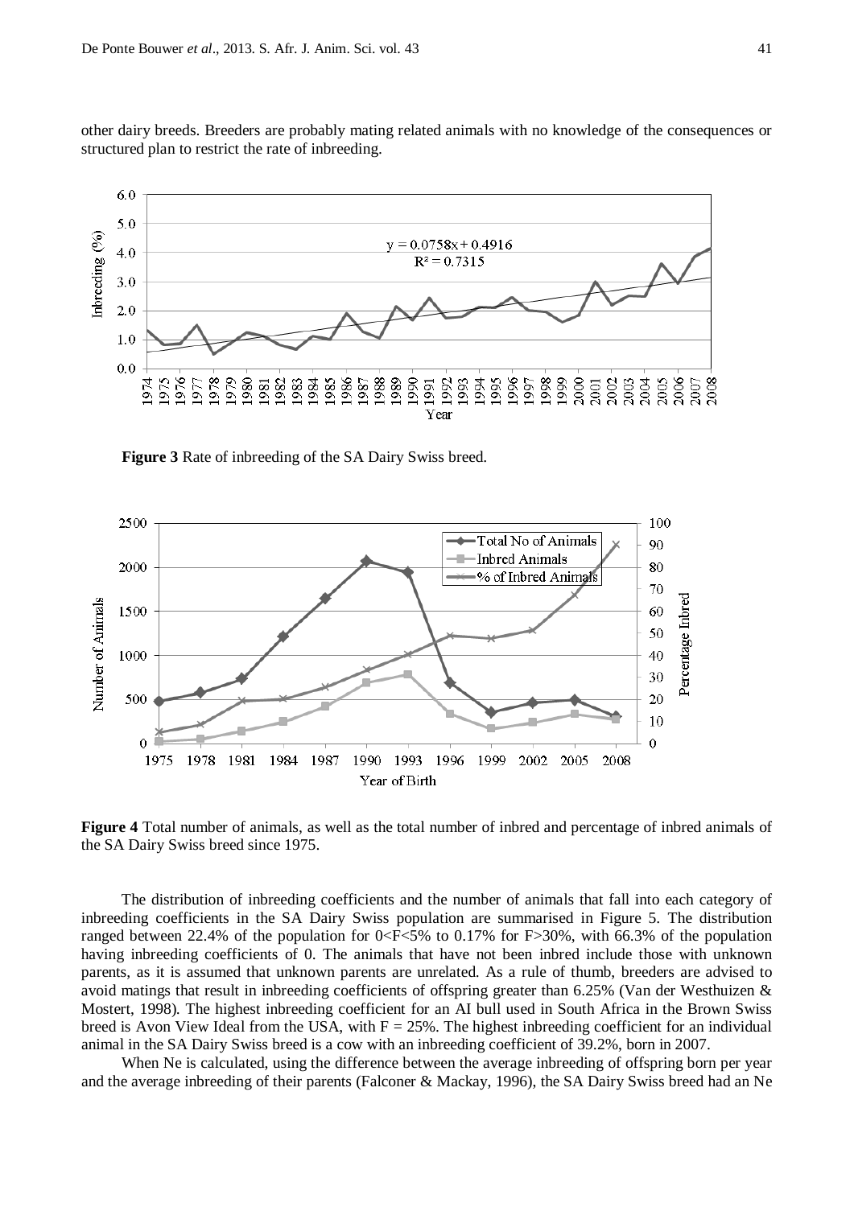other dairy breeds. Breeders are probably mating related animals with no knowledge of the consequences or structured plan to restrict the rate of inbreeding.

**Figure 3** Rate of inbreeding of the SA Dairy Swiss breed.

**Figure 4** Total number of animals, as well as the total number of inbred and percentage of inbred animals of the SA Dairy Swiss breed since 1975.

The distribution of inbreeding coefficients and the number of animals that fall into each category of inbreeding coefficients in the SA Dairy Swiss population are summarised in Figure 5. The distribution ranged between 22.4% of the population for $0<F<5\%$ to 0.17% for $F>30\%$, with 66.3% of the population having inbreeding coefficients of 0. The animals that have not been inbred include those with unknown parents, as it is assumed that unknown parents are unrelated. As a rule of thumb, breeders are advised to avoid matings that result in inbreeding coefficients of offspring greater than 6.25% (Van der Westhuizen & Mostert, 1998). The highest inbreeding coefficient for an AI bull used in South Africa in the Brown Swiss breed is Avon View Ideal from the USA, with $F = 25\%$. The highest inbreeding coefficient for an individual animal in the SA Dairy Swiss breed is a cow with an inbreeding coefficient of 39.2%, born in 2007.

When Ne is calculated, using the difference between the average inbreeding of offspring born per year and the average inbreeding of their parents (Falconer & Mackay, 1996), the SA Dairy Swiss breed had an Ne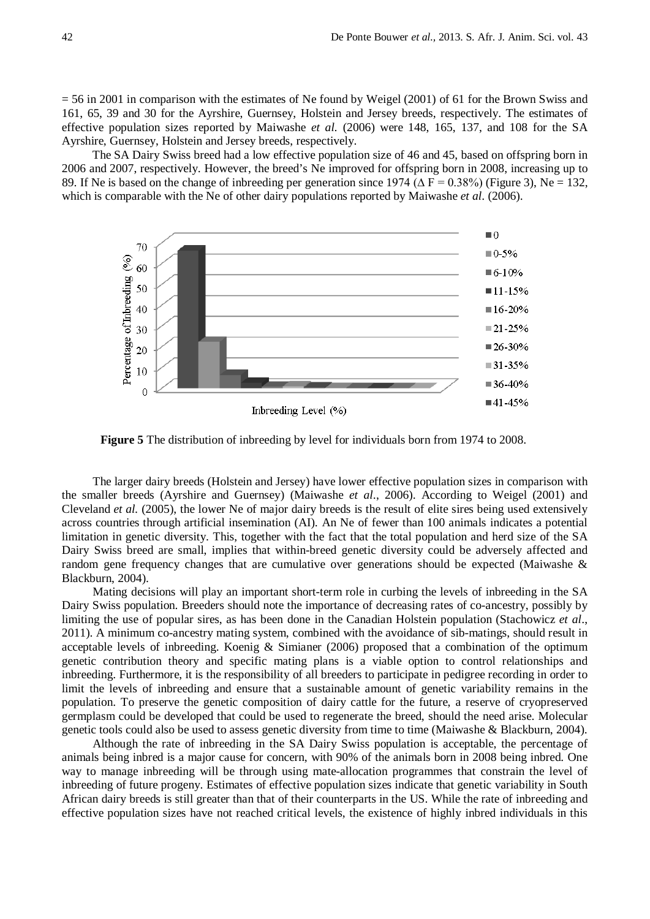= 56 in 2001 in comparison with the estimates of Ne found by Weigel (2001) of 61 for the Brown Swiss and 161, 65, 39 and 30 for the Ayrshire, Guernsey, Holstein and Jersey breeds, respectively. The estimates of effective population sizes reported by Maiwashe *et al.* (2006) were 148, 165, 137, and 108 for the SA Ayrshire, Guernsey, Holstein and Jersey breeds, respectively.

The SA Dairy Swiss breed had a low effective population size of 46 and 45, based on offspring born in 2006 and 2007, respectively. However, the breed's Ne improved for offspring born in 2008, increasing up to 89. If Ne is based on the change of inbreeding per generation since 1974 ($\Delta F = 0.38\%$) (Figure 3), Ne = 132, which is comparable with the Ne of other dairy populations reported by Maiwashe *et al.* (2006).

**Figure 5** The distribution of inbreeding by level for individuals born from 1974 to 2008.

The larger dairy breeds (Holstein and Jersey) have lower effective population sizes in comparison with the smaller breeds (Ayrshire and Guernsey) (Maiwashe *et al*., 2006). According to Weigel (2001) and Cleveland *et al.* (2005), the lower Ne of major dairy breeds is the result of elite sires being used extensively across countries through artificial insemination (AI). An Ne of fewer than 100 animals indicates a potential limitation in genetic diversity. This, together with the fact that the total population and herd size of the SA Dairy Swiss breed are small, implies that within-breed genetic diversity could be adversely affected and random gene frequency changes that are cumulative over generations should be expected (Maiwashe & Blackburn, 2004).

Mating decisions will play an important short-term role in curbing the levels of inbreeding in the SA Dairy Swiss population. Breeders should note the importance of decreasing rates of co-ancestry, possibly by limiting the use of popular sires, as has been done in the Canadian Holstein population (Stachowicz *et al*., 2011). A minimum co-ancestry mating system, combined with the avoidance of sib-matings, should result in acceptable levels of inbreeding. Koenig & Simianer (2006) proposed that a combination of the optimum genetic contribution theory and specific mating plans is a viable option to control relationships and inbreeding. Furthermore, it is the responsibility of all breeders to participate in pedigree recording in order to limit the levels of inbreeding and ensure that a sustainable amount of genetic variability remains in the population. To preserve the genetic composition of dairy cattle for the future, a reserve of cryopreserved germplasm could be developed that could be used to regenerate the breed, should the need arise. Molecular genetic tools could also be used to assess genetic diversity from time to time (Maiwashe & Blackburn, 2004).

Although the rate of inbreeding in the SA Dairy Swiss population is acceptable, the percentage of animals being inbred is a major cause for concern, with 90% of the animals born in 2008 being inbred. One way to manage inbreeding will be through using mate-allocation programmes that constrain the level of inbreeding of future progeny. Estimates of effective population sizes indicate that genetic variability in South African dairy breeds is still greater than that of their counterparts in the US. While the rate of inbreeding and effective population sizes have not reached critical levels, the existence of highly inbred individuals in this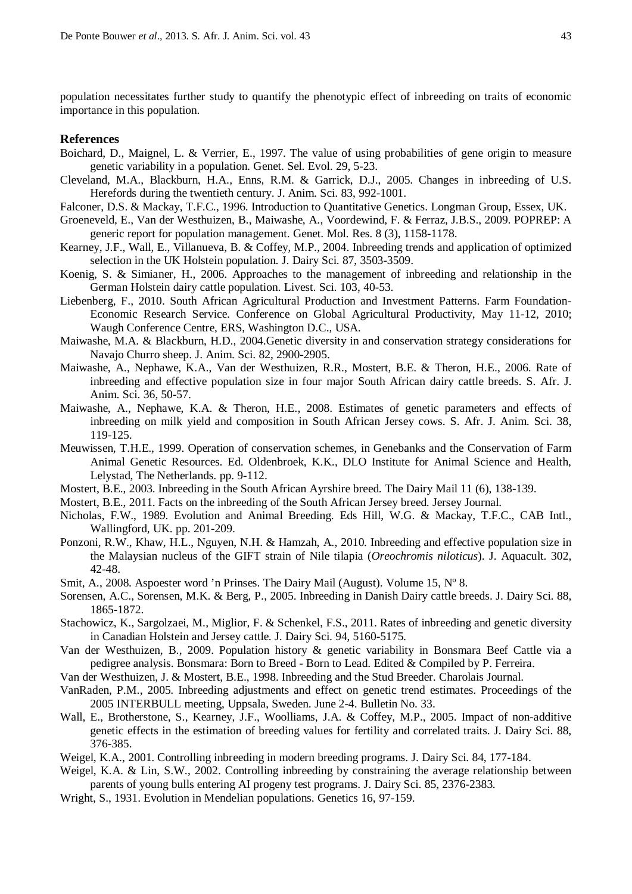population necessitates further study to quantify the phenotypic effect of inbreeding on traits of economic importance in this population.

## References

Boichard, D., Maignel, L. & Verrier, E., 1997. The value of using probabilities of gene origin to measure genetic variability in a population. Genet. Sel. Evol. 29, 5-23.

Cleveland, M.A., Blackburn, H.A., Enns, R.M. & Garrick, D.J., 2005. Changes in inbreeding of U.S. Herefords during the twentieth century. J. Anim. Sci. 83, 992-1001.

Falconer, D.S. & Mackay, T.F.C., 1996. Introduction to Quantitative Genetics. Longman Group, Essex, UK.

Groeneveld, E., Van der Westhuizen, B., Maiwashe, A., Voordewind, F. & Ferraz, J.B.S., 2009. POPREP: A generic report for population management. Genet. Mol. Res. 8 (3), 1158-1178.

Kearney, J.F., Wall, E., Villanueva, B. & Coffey, M.P., 2004. Inbreeding trends and application of optimized selection in the UK Holstein population. J. Dairy Sci. 87, 3503-3509.

Koenig, S. & Simianer, H., 2006. Approaches to the management of inbreeding and relationship in the German Holstein dairy cattle population. Livest. Sci. 103, 40-53.

Liebenberg, F., 2010. South African Agricultural Production and Investment Patterns. Farm Foundation-Economic Research Service. Conference on Global Agricultural Productivity, May 11-12, 2010; Waugh Conference Centre, ERS, Washington D.C., USA.

Maiwashe, M.A. & Blackburn, H.D., 2004.Genetic diversity in and conservation strategy considerations for Navajo Churro sheep. J. Anim. Sci. 82, 2900-2905.

Maiwashe, A., Nephawe, K.A., Van der Westhuizen, R.R., Mostert, B.E. & Theron, H.E., 2006. Rate of inbreeding and effective population size in four major South African dairy cattle breeds. S. Afr. J. Anim. Sci. 36, 50-57.

Maiwashe, A., Nephawe, K.A. & Theron, H.E., 2008. Estimates of genetic parameters and effects of inbreeding on milk yield and composition in South African Jersey cows. S. Afr. J. Anim. Sci. 38, 119-125.

Meuwissen, T.H.E., 1999. Operation of conservation schemes, in Genebanks and the Conservation of Farm Animal Genetic Resources. Ed. Oldenbroek, K.K., DLO Institute for Animal Science and Health, Lelystad, The Netherlands. pp. 9-112.

Mostert, B.E., 2003. Inbreeding in the South African Ayrshire breed. The Dairy Mail 11 (6), 138-139.

Mostert, B.E., 2011. Facts on the inbreeding of the South African Jersey breed. Jersey Journal.

Nicholas, F.W., 1989. Evolution and Animal Breeding. Eds Hill, W.G. & Mackay, T.F.C., CAB Intl., Wallingford, UK. pp. 201-209.

Ponzoni, R.W., Khaw, H.L., Nguyen, N.H. & Hamzah, A., 2010. Inbreeding and effective population size in the Malaysian nucleus of the GIFT strain of Nile tilapia (*Oreochromis niloticus*). J. Aquacult. 302, 42-48.

Smit, A., 2008. Aspoester word 'n Prinses. The Dairy Mail (August). Volume 15, Nº 8.

Sorensen, A.C., Sorensen, M.K. & Berg, P., 2005. Inbreeding in Danish Dairy cattle breeds. J. Dairy Sci. 88, 1865-1872.

Stachowicz, K., Sargolzaei, M., Miglior, F. & Schenkel, F.S., 2011. Rates of inbreeding and genetic diversity in Canadian Holstein and Jersey cattle. J. Dairy Sci. 94, 5160-5175.

Van der Westhuizen, B., 2009. Population history & genetic variability in Bonsmara Beef Cattle via a pedigree analysis. Bonsmara: Born to Breed - Born to Lead. Edited & Compiled by P. Ferreira.

Van der Westhuizen, J. & Mostert, B.E., 1998. Inbreeding and the Stud Breeder. Charolais Journal.

VanRaden, P.M., 2005. Inbreeding adjustments and effect on genetic trend estimates. Proceedings of the 2005 INTERBULL meeting, Uppsala, Sweden. June 2-4. Bulletin No. 33.

Wall, E., Brotherstone, S., Kearney, J.F., Woolliams, J.A. & Coffey, M.P., 2005. Impact of non-additive genetic effects in the estimation of breeding values for fertility and correlated traits. J. Dairy Sci. 88, 376-385.

Weigel, K.A., 2001. Controlling inbreeding in modern breeding programs. J. Dairy Sci. 84, 177-184.

Weigel, K.A. & Lin, S.W., 2002. Controlling inbreeding by constraining the average relationship between parents of young bulls entering AI progeny test programs. J. Dairy Sci. 85, 2376-2383.

Wright, S., 1931. Evolution in Mendelian populations. Genetics 16, 97-159.